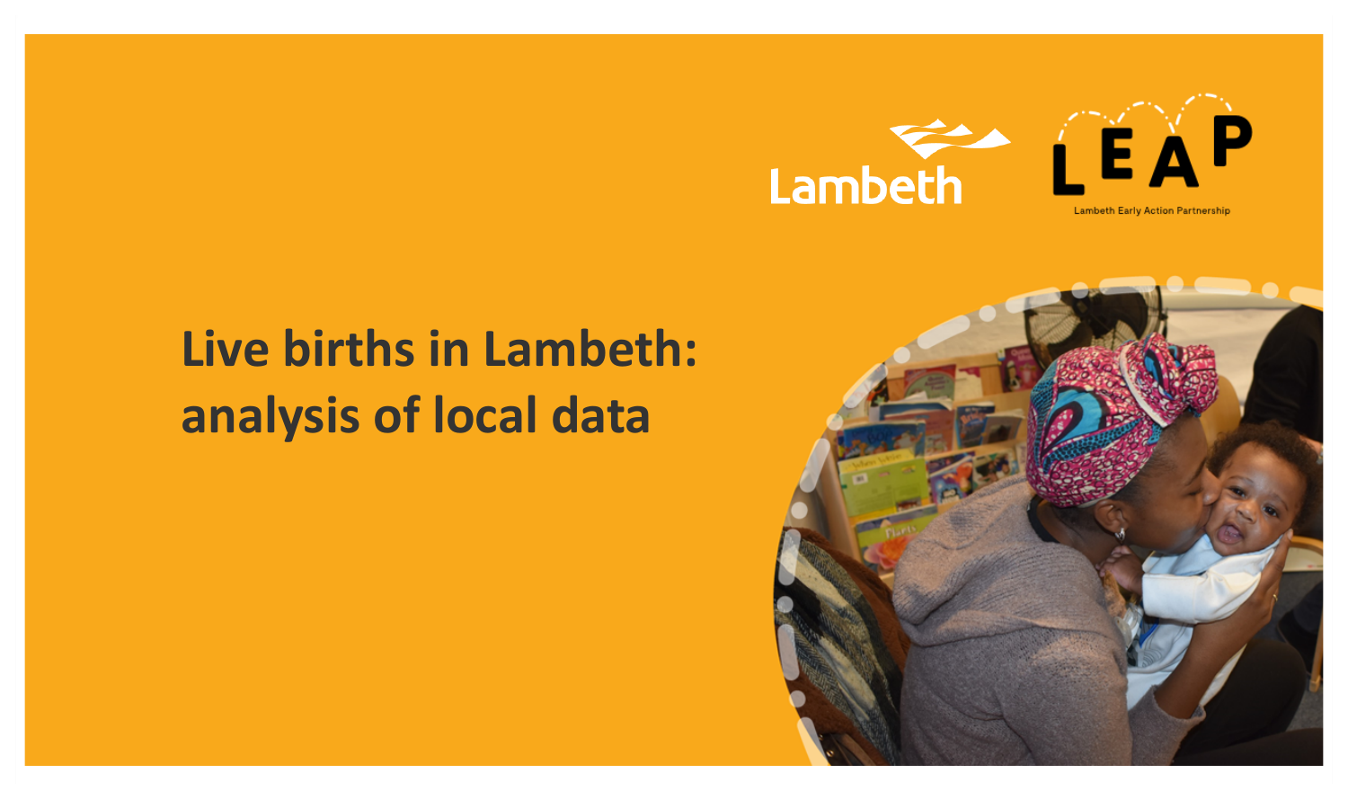Lambeth

LEAP

Lambeth Early Action Partnership

# Live births in Lambeth: analysis of local data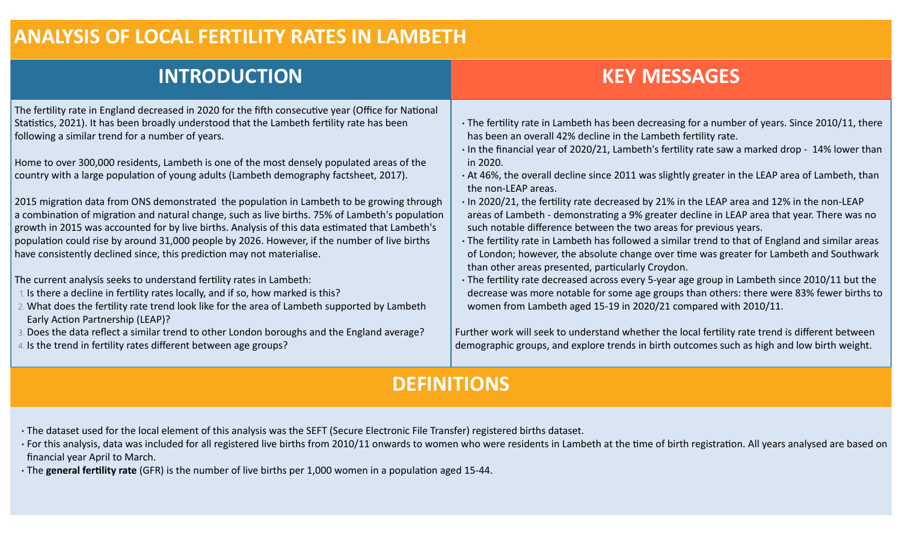# ANALYSIS OF LOCAL FERTILITY RATES IN LAMBETH

## INTRODUCTION

The fertility rate in England decreased in 2020 for the fifth consecutive year (Office for National Statistics, 2021). It has been broadly understood that the Lambeth fertility rate has been following a similar trend for a number of years.

Home to over 300,000 residents, Lambeth is one of the most densely populated areas of the country with a large population of young adults (Lambeth demography factsheet, 2017).

2015 migration data from ONS demonstrated the population in Lambeth to be growing through a combination of migration and natural change, such as live births. 75% of Lambeth's population growth in 2015 was accounted for by live births. Analysis of this data estimated that Lambeth's population could rise by around 31,000 people by 2026. However, if the number of live births have consistently declined since, this prediction may not materialise.

The current analysis seeks to understand fertility rates in Lambeth:

1. Is there a decline in fertility rates locally, and if so, how marked is this?
2. What does the fertility rate trend look like for the area of Lambeth supported by Lambeth Early Action Partnership (LEAP)?
3. Does the data reflect a similar trend to other London boroughs and the England average?
4. Is the trend in fertility rates different between age groups?

## KEY MESSAGES

- The fertility rate in Lambeth has been decreasing for a number of years. Since 2010/11, there has been an overall 42% decline in the Lambeth fertility rate.
- In the financial year of 2020/21, Lambeth's fertility rate saw a marked drop - 14% lower than in 2020.
- At 46%, the overall decline since 2011 was slightly greater in the LEAP area of Lambeth, than the non-LEAP areas.
- In 2020/21, the fertility rate decreased by 21% in the LEAP area and 12% in the non-LEAP areas of Lambeth - demonstrating a 9% greater decline in LEAP area that year. There was no such notable difference between the two areas for previous years.
- The fertility rate in Lambeth has followed a similar trend to that of England and similar areas of London; however, the absolute change over time was greater for Lambeth and Southwark than other areas presented, particularly Croydon.
- The fertility rate decreased across every 5-year age group in Lambeth since 2010/11 but the decrease was more notable for some age groups than others: there were 83% fewer births to women from Lambeth aged 15-19 in 2020/21 compared with 2010/11.

Further work will seek to understand whether the local fertility rate trend is different between demographic groups, and explore trends in birth outcomes such as high and low birth weight.

## DEFINITIONS

- The dataset used for the local element of this analysis was the SEFT (Secure Electronic File Transfer) registered births dataset.
- For this analysis, data was included for all registered live births from 2010/11 onwards to women who were residents in Lambeth at the time of birth registration. All years analysed are based on financial year April to March.
- The **general fertility rate** (GFR) is the number of live births per 1,000 women in a population aged 15-44.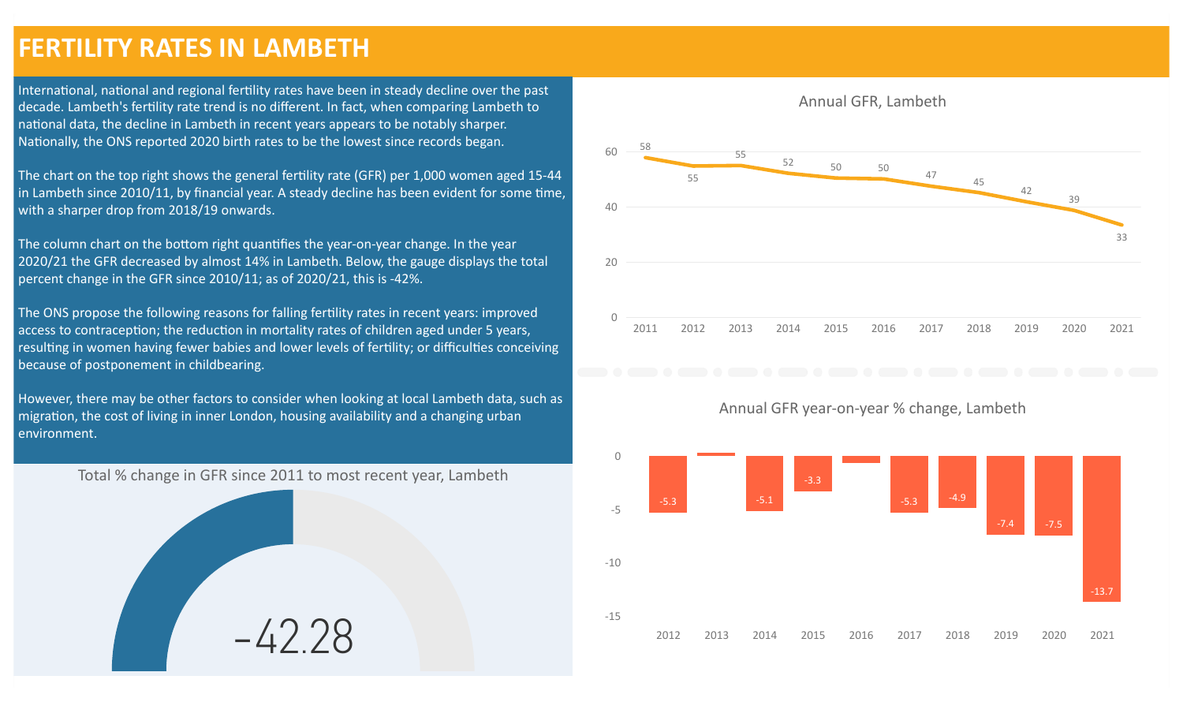# FERTILITY RATES IN LAMBETH

International, national and regional fertility rates have been in steady decline over the past decade. Lambeth's fertility rate trend is no different. In fact, when comparing Lambeth to national data, the decline in Lambeth in recent years appears to be notably sharper. Nationally, the ONS reported 2020 birth rates to be the lowest since records began.

The chart on the top right shows the general fertility rate (GFR) per 1,000 women aged 15-44 in Lambeth since 2010/11, by financial year. A steady decline has been evident for some time, with a sharper drop from 2018/19 onwards.

The column chart on the bottom right quantifies the year-on-year change. In the year 2020/21 the GFR decreased by almost 14% in Lambeth. Below, the gauge displays the total percent change in the GFR since 2010/11; as of 2020/21, this is -42%.

The ONS propose the following reasons for falling fertility rates in recent years: improved access to contraception; the reduction in mortality rates of children aged under 5 years, resulting in women having fewer babies and lower levels of fertility; or difficulties conceiving because of postponement in childbearing.

However, there may be other factors to consider when looking at local Lambeth data, such as migration, the cost of living in inner London, housing availability and a changing urban environment.

Total % change in GFR since 2011 to most recent year, Lambeth

-42.28

Annual GFR, Lambeth

| Year | 2011 | 2012 | 2013 | 2014 | 2015 | 2016 | 2017 | 2018 | 2019 | 2020 | 2021 |
|---|---|---|---|---|---|---|---|---|---|---|---|
| GFR | 58 | 55 | 55 | 52 | 50 | 50 | 47 | 45 | 42 | 39 | 33 |

Annual GFR year-on-year % change, Lambeth

| Year | 2012 | 2013 | 2014 | 2015 | 2016 | 2017 | 2018 | 2019 | 2020 | 2021 |
|---|---|---|---|---|---|---|---|---|---|---|
| % change | -5.3 | | -5.1 | -3.3 | | -5.3 | -4.9 | -7.4 | -7.5 | -13.7 |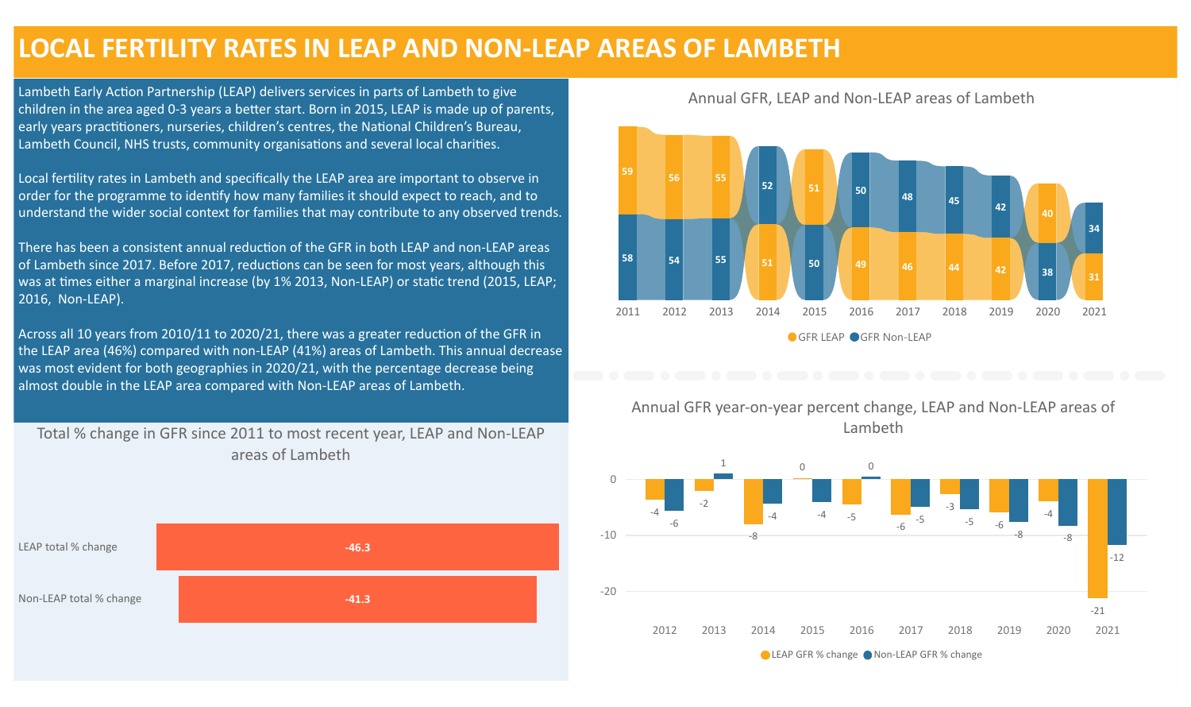# LOCAL FERTILITY RATES IN LEAP AND NON-LEAP AREAS OF LAMBETH

Lambeth Early Action Partnership (LEAP) delivers services in parts of Lambeth to give children in the area aged 0-3 years a better start. Born in 2015, LEAP is made up of parents, early years practitioners, nurseries, children's centres, the National Children's Bureau, Lambeth Council, NHS trusts, community organisations and several local charities.

Local fertility rates in Lambeth and specifically the LEAP area are important to observe in order for the programme to identify how many families it should expect to reach, and to understand the wider social context for families that may contribute to any observed trends.

There has been a consistent annual reduction of the GFR in both LEAP and non-LEAP areas of Lambeth since 2017. Before 2017, reductions can be seen for most years, although this was at times either a marginal increase (by 1% 2013, Non-LEAP) or static trend (2015, LEAP; 2016, Non-LEAP).

Across all 10 years from 2010/11 to 2020/21, there was a greater reduction of the GFR in the LEAP area (46%) compared with non-LEAP (41%) areas of Lambeth. This annual decrease was most evident for both geographies in 2020/21, with the percentage decrease being almost double in the LEAP area compared with Non-LEAP areas of Lambeth.

## Total % change in GFR since 2011 to most recent year, LEAP and Non-LEAP areas of Lambeth

| | Total % change |
|---|---|
| LEAP total % change | -46.3 |
| Non-LEAP total % change | -41.3 |

## Annual GFR, LEAP and Non-LEAP areas of Lambeth

| Year | GFR LEAP | GFR Non-LEAP |
|---|---|---|
| 2011 | 59 | 58 |
| 2012 | 56 | 54 |
| 2013 | 55 | 55 |
| 2014 | 51 | 52 |
| 2015 | 51 | 50 |
| 2016 | 49 | 50 |
| 2017 | 46 | 48 |
| 2018 | 44 | 45 |
| 2019 | 42 | 42 |
| 2020 | 40 | 38 |
| 2021 | 31 | 34 |

## Annual GFR year-on-year percent change, LEAP and Non-LEAP areas of Lambeth

| Year | LEAP GFR % change | Non-LEAP GFR % change |
|---|---|---|
| 2012 | -4 | -6 |
| 2013 | -2 | 1 |
| 2014 | -8 | -4 |
| 2015 | 0 | -4 |
| 2016 | -5 | 0 |
| 2017 | -6 | -5 |
| 2018 | -3 | -5 |
| 2019 | -6 | -8 |
| 2020 | -4 | -8 |
| 2021 | -21 | -12 |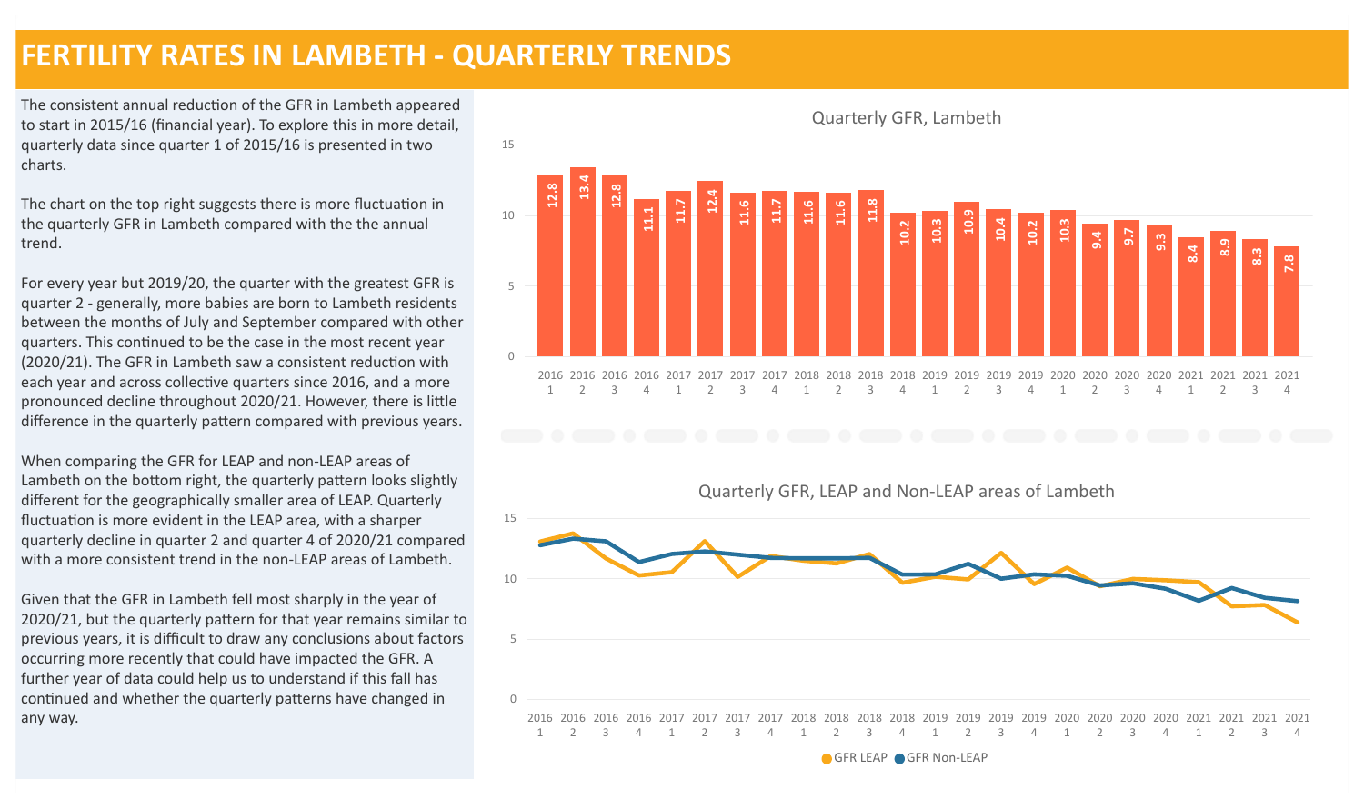# FERTILITY RATES IN LAMBETH - QUARTERLY TRENDS

The consistent annual reduction of the GFR in Lambeth appeared to start in 2015/16 (financial year). To explore this in more detail, quarterly data since quarter 1 of 2015/16 is presented in two charts.

The chart on the top right suggests there is more fluctuation in the quarterly GFR in Lambeth compared with the the annual trend.

For every year but 2019/20, the quarter with the greatest GFR is quarter 2 - generally, more babies are born to Lambeth residents between the months of July and September compared with other quarters. This continued to be the case in the most recent year (2020/21). The GFR in Lambeth saw a consistent reduction with each year and across collective quarters since 2016, and a more pronounced decline throughout 2020/21. However, there is little difference in the quarterly pattern compared with previous years.

When comparing the GFR for LEAP and non-LEAP areas of Lambeth on the bottom right, the quarterly pattern looks slightly different for the geographically smaller area of LEAP. Quarterly fluctuation is more evident in the LEAP area, with a sharper quarterly decline in quarter 2 and quarter 4 of 2020/21 compared with a more consistent trend in the non-LEAP areas of Lambeth.

Given that the GFR in Lambeth fell most sharply in the year of 2020/21, but the quarterly pattern for that year remains similar to previous years, it is difficult to draw any conclusions about factors occurring more recently that could have impacted the GFR. A further year of data could help us to understand if this fall has continued and whether the quarterly patterns have changed in any way.

**Quarterly GFR, Lambeth**

| Year | Quarter | GFR |
|---|---|---|
| 2016 | 1 | 12.8 |
| 2016 | 2 | 13.4 |
| 2016 | 3 | 12.8 |
| 2016 | 4 | 11.1 |
| 2017 | 1 | 11.7 |
| 2017 | 2 | 12.4 |
| 2017 | 3 | 11.6 |
| 2017 | 4 | 11.7 |
| 2018 | 1 | 11.6 |
| 2018 | 2 | 11.6 |
| 2018 | 3 | 11.8 |
| 2018 | 4 | 10.2 |
| 2019 | 1 | 10.3 |
| 2019 | 2 | 10.9 |
| 2019 | 3 | 10.4 |
| 2019 | 4 | 10.2 |
| 2020 | 1 | 10.3 |
| 2020 | 2 | 9.4 |
| 2020 | 3 | 9.7 |
| 2020 | 4 | 9.3 |
| 2021 | 1 | 8.4 |
| 2021 | 2 | 8.9 |
| 2021 | 3 | 8.3 |
| 2021 | 4 | 7.8 |

**Quarterly GFR, LEAP and Non-LEAP areas of Lambeth**

GFR LEAP, GFR Non-LEAP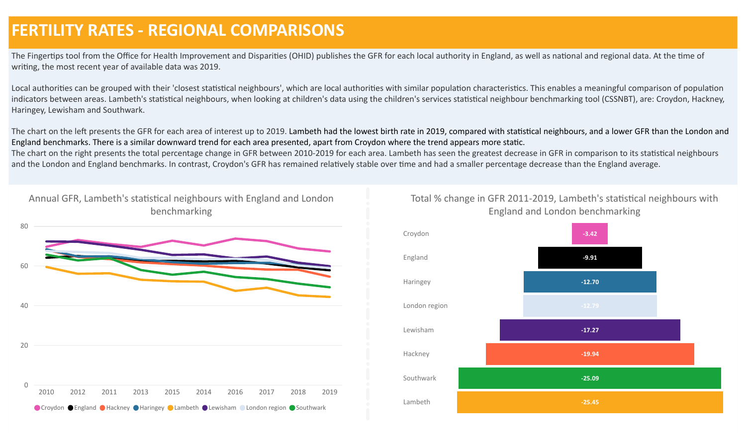# FERTILITY RATES - REGIONAL COMPARISONS

The Fingertips tool from the Office for Health Improvement and Disparities (OHID) publishes the GFR for each local authority in England, as well as national and regional data. At the time of writing, the most recent year of available data was 2019.

Local authorities can be grouped with their 'closest statistical neighbours', which are local authorities with similar population characteristics. This enables a meaningful comparison of population indicators between areas. Lambeth's statistical neighbours, when looking at children's data using the children's services statistical neighbour benchmarking tool (CSSNBT), are: Croydon, Hackney, Haringey, Lewisham and Southwark.

The chart on the left presents the GFR for each area of interest up to 2019. Lambeth had the lowest birth rate in 2019, compared with statistical neighbours, and a lower GFR than the London and England benchmarks. There is a similar downward trend for each area presented, apart from Croydon where the trend appears more static.
The chart on the right presents the total percentage change in GFR between 2010-2019 for each area. Lambeth has seen the greatest decrease in GFR in comparison to its statistical neighbours and the London and England benchmarks. In contrast, Croydon's GFR has remained relatively stable over time and had a smaller percentage decrease than the England average.

Annual GFR, Lambeth's statistical neighbours with England and London benchmarking

Total % change in GFR 2011-2019, Lambeth's statistical neighbours with England and London benchmarking

| Area | % change |
| --- | --- |
| Croydon | -3.42 |
| England | -9.91 |
| Haringey | -12.70 |
| London region | -12.79 |
| Lewisham | -17.27 |
| Hackney | -19.94 |
| Southwark | -25.09 |
| Lambeth | -25.45 |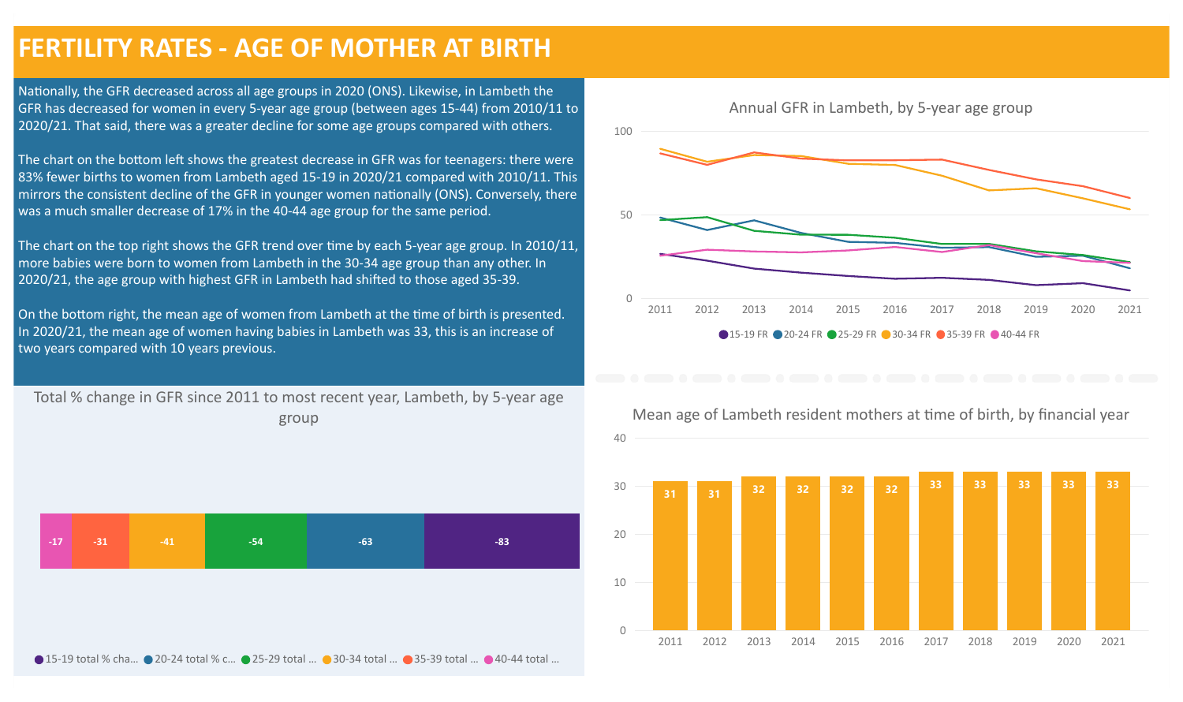# FERTILITY RATES - AGE OF MOTHER AT BIRTH

Nationally, the GFR decreased across all age groups in 2020 (ONS). Likewise, in Lambeth the GFR has decreased for women in every 5-year age group (between ages 15-44) from 2010/11 to 2020/21. That said, there was a greater decline for some age groups compared with others.

The chart on the bottom left shows the greatest decrease in GFR was for teenagers: there were 83% fewer births to women from Lambeth aged 15-19 in 2020/21 compared with 2010/11. This mirrors the consistent decline of the GFR in younger women nationally (ONS). Conversely, there was a much smaller decrease of 17% in the 40-44 age group for the same period.

The chart on the top right shows the GFR trend over time by each 5-year age group. In 2010/11, more babies were born to women from Lambeth in the 30-34 age group than any other. In 2020/21, the age group with highest GFR in Lambeth had shifted to those aged 35-39.

On the bottom right, the mean age of women from Lambeth at the time of birth is presented. In 2020/21, the mean age of women having babies in Lambeth was 33, this is an increase of two years compared with 10 years previous.

Annual GFR in Lambeth, by 5-year age group

100
50
0

2011 2012 2013 2014 2015 2016 2017 2018 2019 2020 2021

15-19 FR, 20-24 FR, 25-29 FR, 30-34 FR, 35-39 FR, 40-44 FR

Total % change in GFR since 2011 to most recent year, Lambeth, by 5-year age group

-17 -31 -41 -54 -63 -83

15-19 total % cha..., 20-24 total % c..., 25-29 total ..., 30-34 total ..., 35-39 total ..., 40-44 total ...

Mean age of Lambeth resident mothers at time of birth, by financial year

40
30
20
10
0

31 31 32 32 32 32 33 33 33 33 33

2011 2012 2013 2014 2015 2016 2017 2018 2019 2020 2021